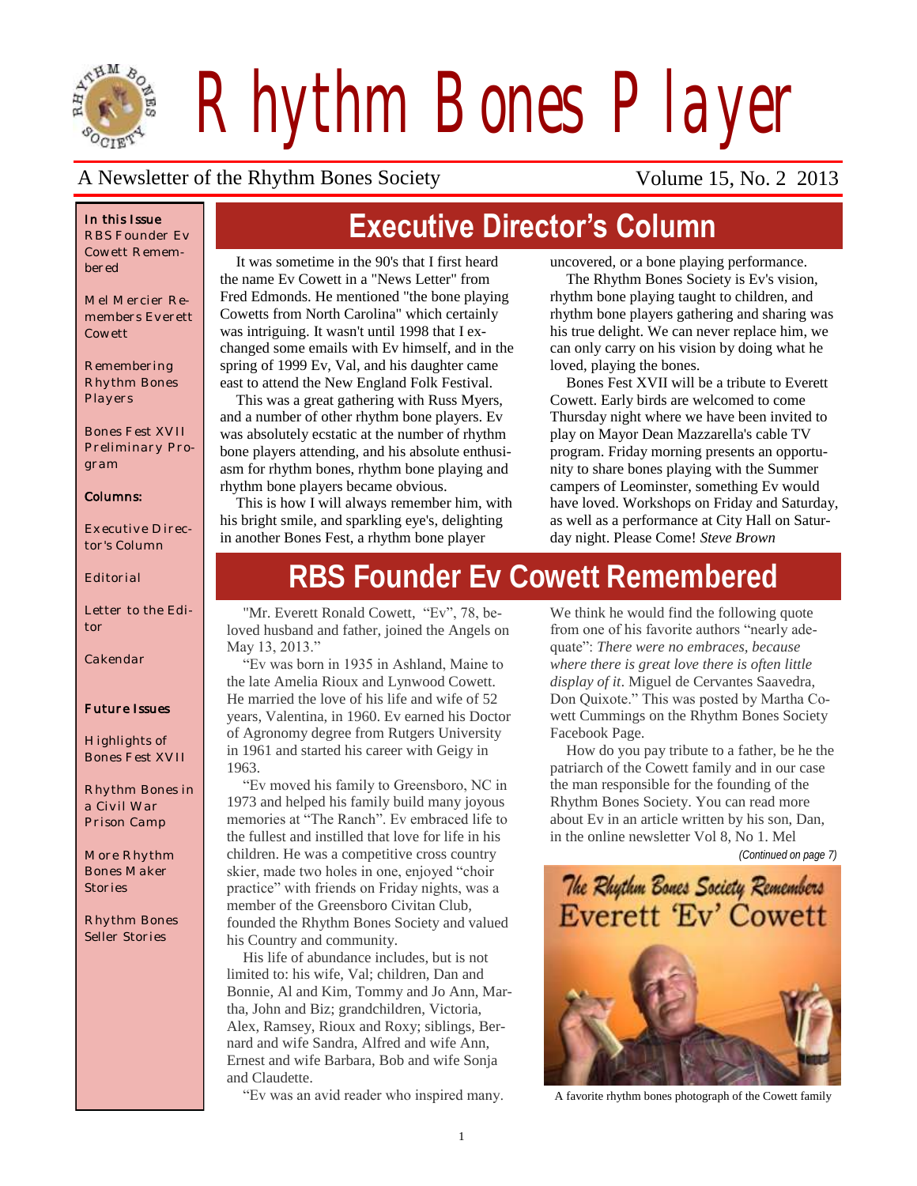# Rhythm Bones Player

A Newsletter of the Rhythm Bones Society — Volume 15, No. 2 2013

**In this Issue**

RBS Founder Ev Cowett Remembered

Mel Mercier Remembers Everett Cowett

Remembering Rhythm Bones Players

Bones Fest XVII Preliminary Program

**Columns:**

Executive Director's Column

Editorial

Letter to the Editor

Cakendar

**Future Issues**

Highlights of Bones Fest XVII

Rhythm Bones in a Civil War Prison Camp

More Rhythm Bones Maker Stories

Rhythm Bones Seller Stories

## Executive Director's Column

It was sometime in the 90's that I first heard the name Ev Cowett in a "News Letter" from Fred Edmonds. He mentioned "the bone playing Cowetts from North Carolina" which certainly was intriguing. It wasn't until 1998 that I exchanged some emails with Ev himself, and in the spring of 1999 Ev, Val, and his daughter came east to attend the New England Folk Festival.

This was a great gathering with Russ Myers, and a number of other rhythm bone players. Ev was absolutely ecstatic at the number of rhythm bone players attending, and his absolute enthusiasm for rhythm bones, rhythm bone playing and rhythm bone players became obvious.

This is how I will always remember him, with his bright smile, and sparkling eye's, delighting in another Bones Fest, a rhythm bone player uncovered, or a bone playing performance.

The Rhythm Bones Society is Ev's vision, rhythm bone playing taught to children, and rhythm bone players gathering and sharing was his true delight. We can never replace him, we can only carry on his vision by doing what he loved, playing the bones.

Bones Fest XVII will be a tribute to Everett Cowett. Early birds are welcomed to come Thursday night where we have been invited to play on Mayor Dean Mazzarella's cable TV program. Friday morning presents an opportunity to share bones playing with the Summer campers of Leominster, something Ev would have loved. Workshops on Friday and Saturday, as well as a performance at City Hall on Saturday night. Please Come! *Steve Brown*

## RBS Founder Ev Cowett Remembered

"Mr. Everett Ronald Cowett, "Ev", 78, beloved husband and father, joined the Angels on May 13, 2013."

"Ev was born in 1935 in Ashland, Maine to the late Amelia Rioux and Lynwood Cowett. He married the love of his life and wife of 52 years, Valentina, in 1960. Ev earned his Doctor of Agronomy degree from Rutgers University in 1961 and started his career with Geigy in 1963.

"Ev moved his family to Greensboro, NC in 1973 and helped his family build many joyous memories at "The Ranch". Ev embraced life to the fullest and instilled that love for life in his children. He was a competitive cross country skier, made two holes in one, enjoyed "choir practice" with friends on Friday nights, was a member of the Greensboro Civitan Club, founded the Rhythm Bones Society and valued his Country and community.

His life of abundance includes, but is not limited to: his wife, Val; children, Dan and Bonnie, Al and Kim, Tommy and Jo Ann, Martha, John and Biz; grandchildren, Victoria, Alex, Ramsey, Rioux and Roxy; siblings, Bernard and wife Sandra, Alfred and wife Ann, Ernest and wife Barbara, Bob and wife Sonja and Claudette.

"Ev was an avid reader who inspired many. We think he would find the following quote from one of his favorite authors "nearly adequate": *There were no embraces, because where there is great love there is often little display of it*. Miguel de Cervantes Saavedra, Don Quixote." This was posted by Martha Cowett Cummings on the Rhythm Bones Society Facebook Page.

How do you pay tribute to a father, be he the patriarch of the Cowett family and in our case the man responsible for the founding of the Rhythm Bones Society. You can read more about Ev in an article written by his son, Dan, in the online newsletter Vol 8, No 1. Mel

*(Continued on page 7)*

The Rhythm Bones Society Remembers Everett 'Ev' Cowett

A favorite rhythm bones photograph of the Cowett family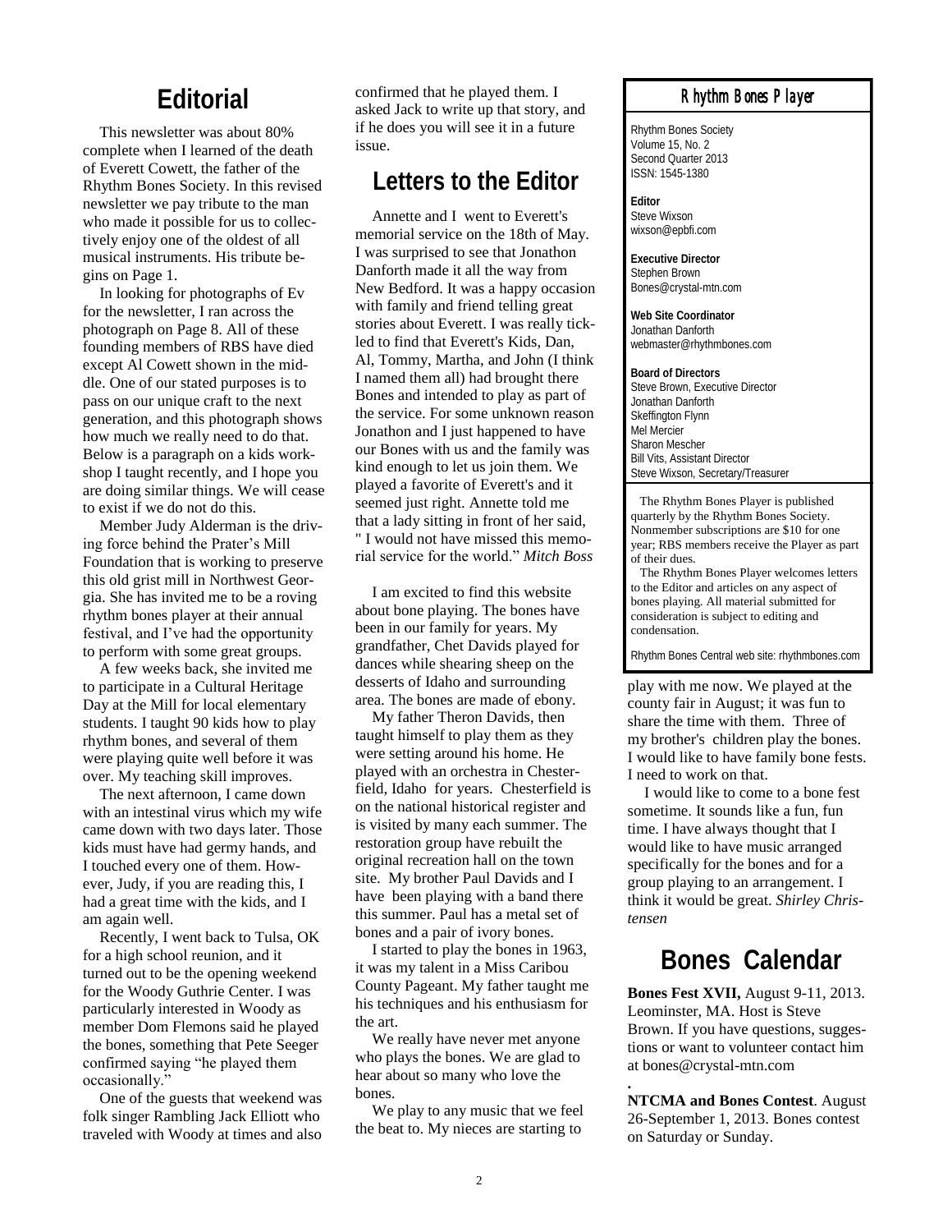## Editorial

This newsletter was about 80% complete when I learned of the death of Everett Cowett, the father of the Rhythm Bones Society. In this revised newsletter we pay tribute to the man who made it possible for us to collectively enjoy one of the oldest of all musical instruments. His tribute begins on Page 1.

In looking for photographs of Ev for the newsletter, I ran across the photograph on Page 8. All of these founding members of RBS have died except Al Cowett shown in the middle. One of our stated purposes is to pass on our unique craft to the next generation, and this photograph shows how much we really need to do that. Below is a paragraph on a kids workshop I taught recently, and I hope you are doing similar things. We will cease to exist if we do not do this.

Member Judy Alderman is the driving force behind the Prater's Mill Foundation that is working to preserve this old grist mill in Northwest Georgia. She has invited me to be a roving rhythm bones player at their annual festival, and I've had the opportunity to perform with some great groups.

A few weeks back, she invited me to participate in a Cultural Heritage Day at the Mill for local elementary students. I taught 90 kids how to play rhythm bones, and several of them were playing quite well before it was over. My teaching skill improves.

The next afternoon, I came down with an intestinal virus which my wife came down with two days later. Those kids must have had germy hands, and I touched every one of them. However, Judy, if you are reading this, I had a great time with the kids, and I am again well.

Recently, I went back to Tulsa, OK for a high school reunion, and it turned out to be the opening weekend for the Woody Guthrie Center. I was particularly interested in Woody as member Dom Flemons said he played the bones, something that Pete Seeger confirmed saying "he played them occasionally."

One of the guests that weekend was folk singer Rambling Jack Elliott who traveled with Woody at times and also confirmed that he played them. I asked Jack to write up that story, and if he does you will see it in a future issue.

## Letters to the Editor

Annette and I went to Everett's memorial service on the 18th of May. I was surprised to see that Jonathon Danforth made it all the way from New Bedford. It was a happy occasion with family and friend telling great stories about Everett. I was really tickled to find that Everett's Kids, Dan, Al, Tommy, Martha, and John (I think I named them all) had brought there Bones and intended to play as part of the service. For some unknown reason Jonathon and I just happened to have our Bones with us and the family was kind enough to let us join them. We played a favorite of Everett's and it seemed just right. Annette told me that a lady sitting in front of her said, " I would not have missed this memorial service for the world." *Mitch Boss*

I am excited to find this website about bone playing. The bones have been in our family for years. My grandfather, Chet Davids played for dances while shearing sheep on the desserts of Idaho and surrounding area. The bones are made of ebony.

My father Theron Davids, then taught himself to play them as they were setting around his home. He played with an orchestra in Chesterfield, Idaho for years. Chesterfield is on the national historical register and is visited by many each summer. The restoration group have rebuilt the original recreation hall on the town site. My brother Paul Davids and I have been playing with a band there this summer. Paul has a metal set of bones and a pair of ivory bones.

I started to play the bones in 1963, it was my talent in a Miss Caribou County Pageant. My father taught me his techniques and his enthusiasm for the art.

We really have never met anyone who plays the bones. We are glad to hear about so many who love the bones.

We play to any music that we feel the beat to. My nieces are starting to play with me now. We played at the county fair in August; it was fun to share the time with them. Three of my brother's children play the bones. I would like to have family bone fests. I need to work on that.

I would like to come to a bone fest sometime. It sounds like a fun, fun time. I have always thought that I would like to have music arranged specifically for the bones and for a group playing to an arrangement. I think it would be great. *Shirley Christensen*

### Rhythm Bones Player

Rhythm Bones Society
Volume 15, No. 2
Second Quarter 2013
ISSN: 1545-1380

**Editor**
Steve Wixson
wixson@epbfi.com

**Executive Director**
Stephen Brown
Bones@crystal-mtn.com

**Web Site Coordinator**
Jonathan Danforth
webmaster@rhythmbones.com

**Board of Directors**
Steve Brown, Executive Director
Jonathan Danforth
Skeffington Flynn
Mel Mercier
Sharon Mescher
Bill Vits, Assistant Director
Steve Wixson, Secretary/Treasurer

The Rhythm Bones Player is published quarterly by the Rhythm Bones Society. Nonmember subscriptions are $10 for one year; RBS members receive the Player as part of their dues.

The Rhythm Bones Player welcomes letters to the Editor and articles on any aspect of bones playing. All material submitted for consideration is subject to editing and condensation.

Rhythm Bones Central web site: rhythmbones.com

## Bones Calendar

**Bones Fest XVII,** August 9-11, 2013. Leominster, MA. Host is Steve Brown. If you have questions, suggestions or want to volunteer contact him at bones@crystal-mtn.com

**NTCMA and Bones Contest**. August 26-September 1, 2013. Bones contest on Saturday or Sunday.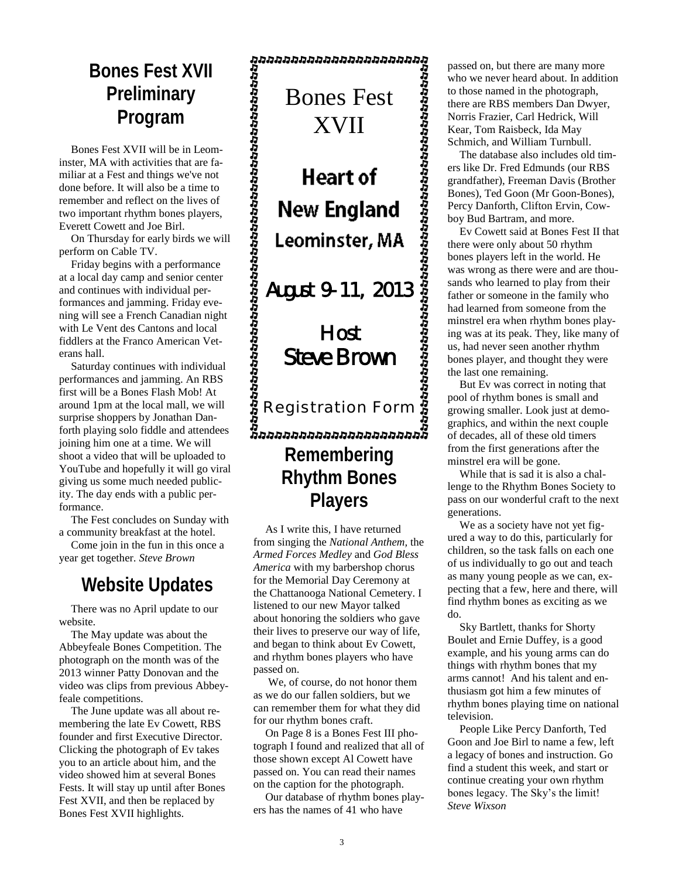## Bones Fest XVII Preliminary Program

Bones Fest XVII will be in Leominster, MA with activities that are familiar at a Fest and things we've not done before. It will also be a time to remember and reflect on the lives of two important rhythm bones players, Everett Cowett and Joe Birl.

On Thursday for early birds we will perform on Cable TV.

Friday begins with a performance at a local day camp and senior center and continues with individual performances and jamming. Friday evening will see a French Canadian night with Le Vent des Cantons and local fiddlers at the Franco American Veterans hall.

Saturday continues with individual performances and jamming. An RBS first will be a Bones Flash Mob! At around 1pm at the local mall, we will surprise shoppers by Jonathan Danforth playing solo fiddle and attendees joining him one at a time. We will shoot a video that will be uploaded to YouTube and hopefully it will go viral giving us some much needed publicity. The day ends with a public performance.

The Fest concludes on Sunday with a community breakfast at the hotel.

Come join in the fun in this once a year get together. *Steve Brown*

## Website Updates

There was no April update to our website.

The May update was about the Abbeyfeale Bones Competition. The photograph on the month was of the 2013 winner Patty Donovan and the video was clips from previous Abbeyfeale competitions.

The June update was all about remembering the late Ev Cowett, RBS founder and first Executive Director. Clicking the photograph of Ev takes you to an article about him, and the video showed him at several Bones Fests. It will stay up until after Bones Fest XVII, and then be replaced by Bones Fest XVII highlights.

---

Bones Fest XVII

**Heart of New England**

**Leominster, MA**

**August 9-11, 2013**

**Host**
**Steve Brown**

Registration Form

---

## Remembering Rhythm Bones Players

As I write this, I have returned from singing the *National Anthem*, the *Armed Forces Medley* and *God Bless America* with my barbershop chorus for the Memorial Day Ceremony at the Chattanooga National Cemetery. I listened to our new Mayor talked about honoring the soldiers who gave their lives to preserve our way of life, and began to think about Ev Cowett, and rhythm bones players who have passed on.

We, of course, do not honor them as we do our fallen soldiers, but we can remember them for what they did for our rhythm bones craft.

On Page 8 is a Bones Fest III photograph I found and realized that all of those shown except Al Cowett have passed on. You can read their names on the caption for the photograph.

Our database of rhythm bones players has the names of 41 who have passed on, but there are many more who we never heard about. In addition to those named in the photograph, there are RBS members Dan Dwyer, Norris Frazier, Carl Hedrick, Will Kear, Tom Raisbeck, Ida May Schmich, and William Turnbull.

The database also includes old timers like Dr. Fred Edmunds (our RBS grandfather), Freeman Davis (Brother Bones), Ted Goon (Mr Goon-Bones), Percy Danforth, Clifton Ervin, Cowboy Bud Bartram, and more.

Ev Cowett said at Bones Fest II that there were only about 50 rhythm bones players left in the world. He was wrong as there were and are thousands who learned to play from their father or someone in the family who had learned from someone from the minstrel era when rhythm bones playing was at its peak. They, like many of us, had never seen another rhythm bones player, and thought they were the last one remaining.

But Ev was correct in noting that pool of rhythm bones is small and growing smaller. Look just at demographics, and within the next couple of decades, all of these old timers from the first generations after the minstrel era will be gone.

While that is sad it is also a challenge to the Rhythm Bones Society to pass on our wonderful craft to the next generations.

We as a society have not yet figured a way to do this, particularly for children, so the task falls on each one of us individually to go out and teach as many young people as we can, expecting that a few, here and there, will find rhythm bones as exciting as we do.

Sky Bartlett, thanks for Shorty Boulet and Ernie Duffey, is a good example, and his young arms can do things with rhythm bones that my arms cannot! And his talent and enthusiasm got him a few minutes of rhythm bones playing time on national television.

People Like Percy Danforth, Ted Goon and Joe Birl to name a few, left a legacy of bones and instruction. Go find a student this week, and start or continue creating your own rhythm bones legacy. The Sky's the limit! *Steve Wixson*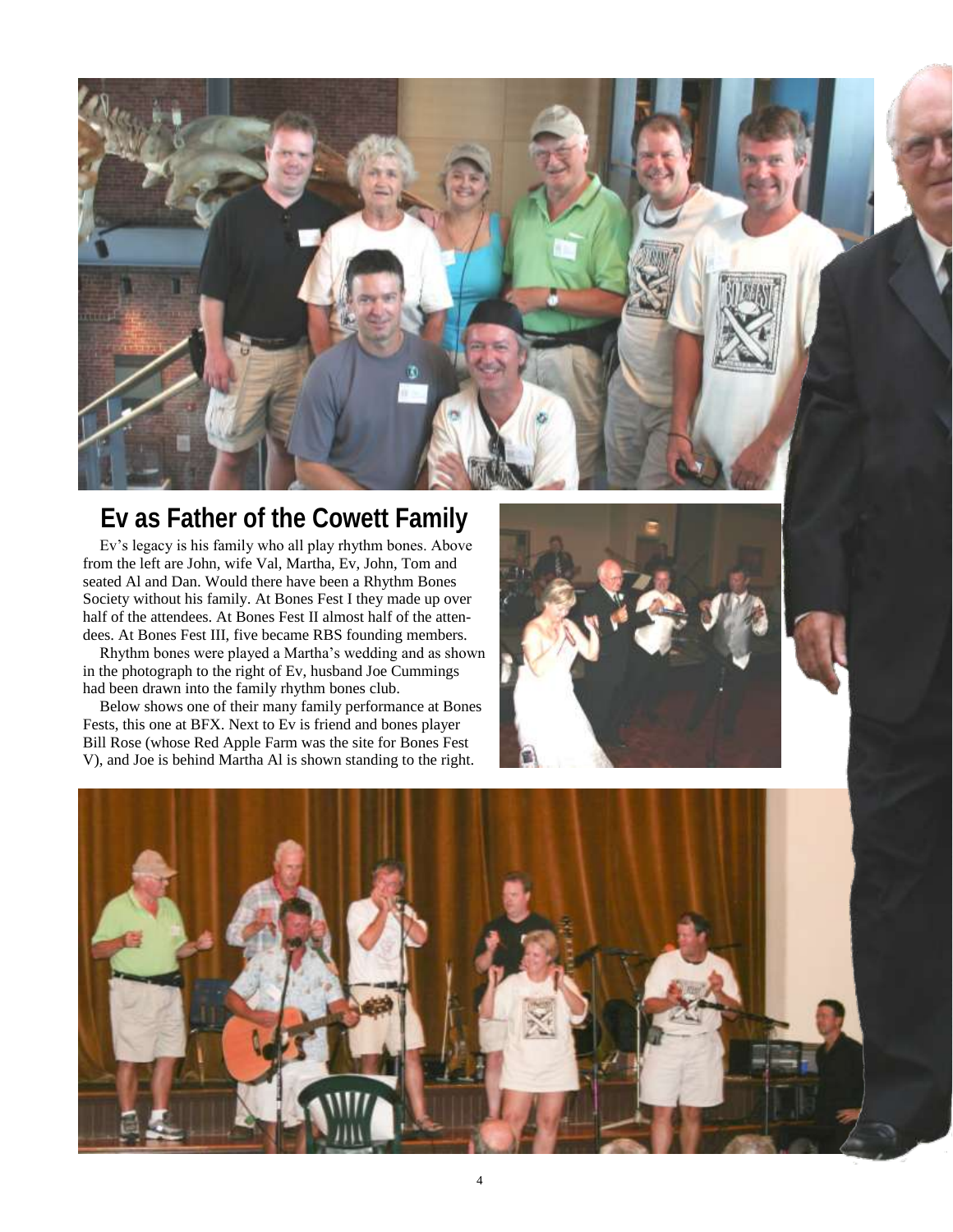## Ev as Father of the Cowett Family

Ev's legacy is his family who all play rhythm bones. Above from the left are John, wife Val, Martha, Ev, John, Tom and seated Al and Dan. Would there have been a Rhythm Bones Society without his family. At Bones Fest I they made up over half of the attendees. At Bones Fest II almost half of the attendees. At Bones Fest III, five became RBS founding members.

Rhythm bones were played a Martha's wedding and as shown in the photograph to the right of Ev, husband Joe Cummings had been drawn into the family rhythm bones club.

Below shows one of their many family performance at Bones Fests, this one at BFX. Next to Ev is friend and bones player Bill Rose (whose Red Apple Farm was the site for Bones Fest V), and Joe is behind Martha Al is shown standing to the right.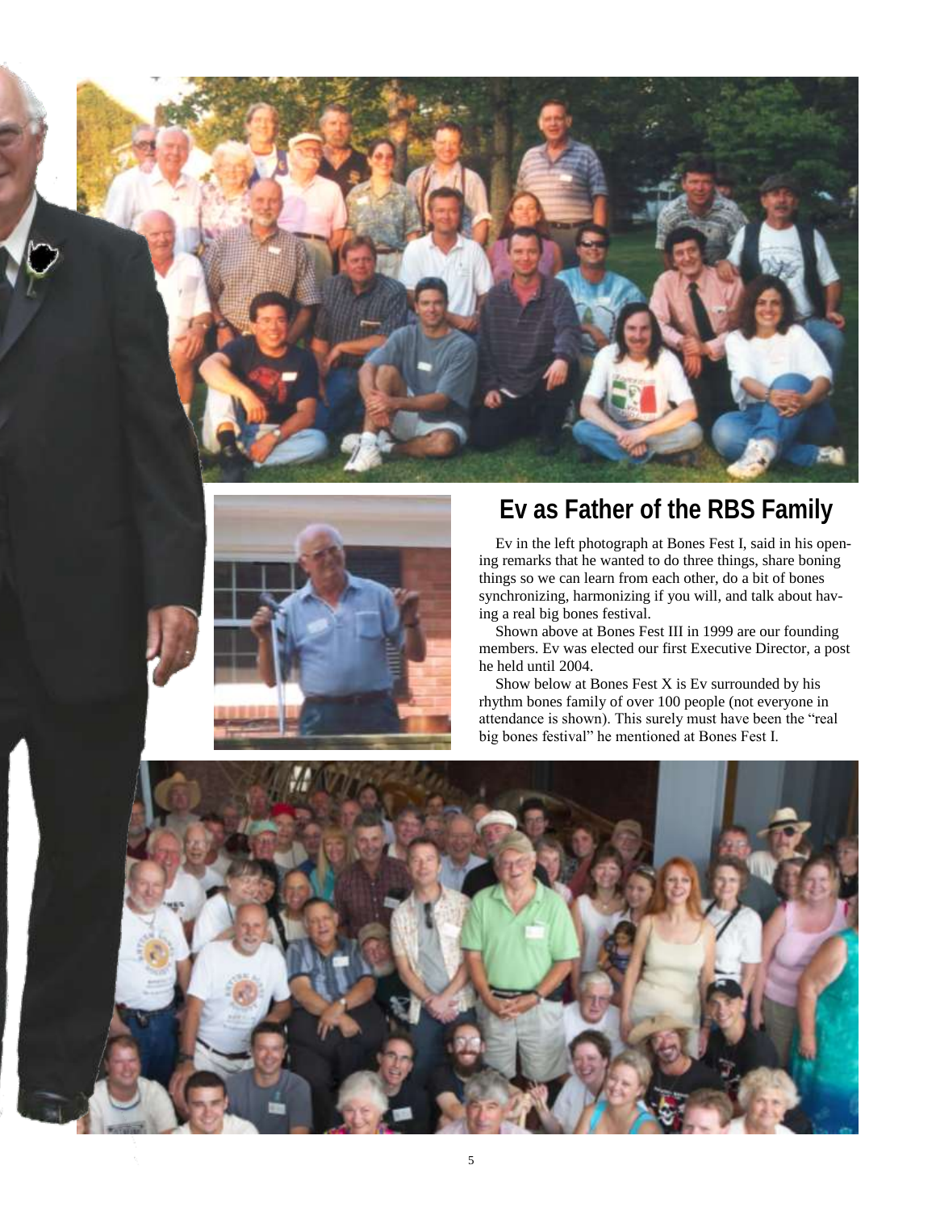## Ev as Father of the RBS Family

Ev in the left photograph at Bones Fest I, said in his opening remarks that he wanted to do three things, share boning things so we can learn from each other, do a bit of bones synchronizing, harmonizing if you will, and talk about having a real big bones festival.

Shown above at Bones Fest III in 1999 are our founding members. Ev was elected our first Executive Director, a post he held until 2004.

Show below at Bones Fest X is Ev surrounded by his rhythm bones family of over 100 people (not everyone in attendance is shown). This surely must have been the "real big bones festival" he mentioned at Bones Fest I.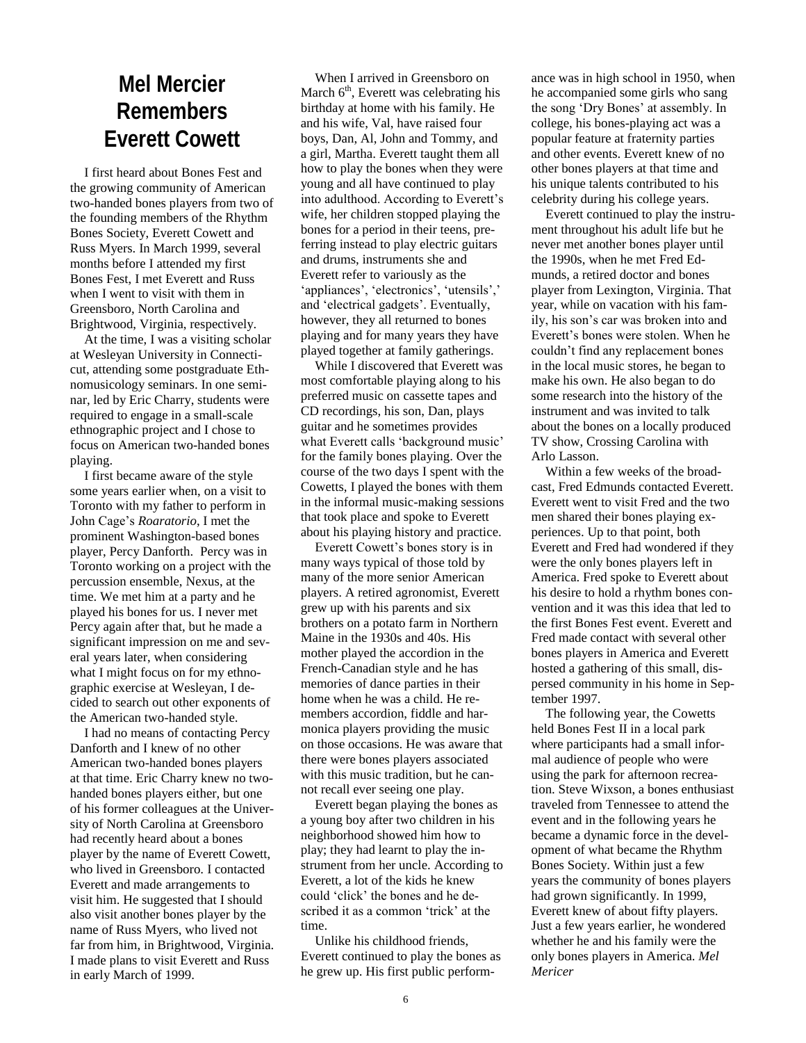# Mel Mercier Remembers Everett Cowett

I first heard about Bones Fest and the growing community of American two-handed bones players from two of the founding members of the Rhythm Bones Society, Everett Cowett and Russ Myers. In March 1999, several months before I attended my first Bones Fest, I met Everett and Russ when I went to visit with them in Greensboro, North Carolina and Brightwood, Virginia, respectively.

At the time, I was a visiting scholar at Wesleyan University in Connecticut, attending some postgraduate Ethnomusicology seminars. In one seminar, led by Eric Charry, students were required to engage in a small-scale ethnographic project and I chose to focus on American two-handed bones playing.

I first became aware of the style some years earlier when, on a visit to Toronto with my father to perform in John Cage's *Roaratorio*, I met the prominent Washington-based bones player, Percy Danforth. Percy was in Toronto working on a project with the percussion ensemble, Nexus, at the time. We met him at a party and he played his bones for us. I never met Percy again after that, but he made a significant impression on me and several years later, when considering what I might focus on for my ethnographic exercise at Wesleyan, I decided to search out other exponents of the American two-handed style.

I had no means of contacting Percy Danforth and I knew of no other American two-handed bones players at that time. Eric Charry knew no two-handed bones players either, but one of his former colleagues at the University of North Carolina at Greensboro had recently heard about a bones player by the name of Everett Cowett, who lived in Greensboro. I contacted Everett and made arrangements to visit him. He suggested that I should also visit another bones player by the name of Russ Myers, who lived not far from him, in Brightwood, Virginia. I made plans to visit Everett and Russ in early March of 1999.

When I arrived in Greensboro on March 6th, Everett was celebrating his birthday at home with his family. He and his wife, Val, have raised four boys, Dan, Al, John and Tommy, and a girl, Martha. Everett taught them all how to play the bones when they were young and all have continued to play into adulthood. According to Everett's wife, her children stopped playing the bones for a period in their teens, preferring instead to play electric guitars and drums, instruments she and Everett refer to variously as the 'appliances', 'electronics', 'utensils',' and 'electrical gadgets'. Eventually, however, they all returned to bones playing and for many years they have played together at family gatherings.

While I discovered that Everett was most comfortable playing along to his preferred music on cassette tapes and CD recordings, his son, Dan, plays guitar and he sometimes provides what Everett calls 'background music' for the family bones playing. Over the course of the two days I spent with the Cowetts, I played the bones with them in the informal music-making sessions that took place and spoke to Everett about his playing history and practice.

Everett Cowett's bones story is in many ways typical of those told by many of the more senior American players. A retired agronomist, Everett grew up with his parents and six brothers on a potato farm in Northern Maine in the 1930s and 40s. His mother played the accordion in the French-Canadian style and he has memories of dance parties in their home when he was a child. He remembers accordion, fiddle and harmonica players providing the music on those occasions. He was aware that there were bones players associated with this music tradition, but he cannot recall ever seeing one play.

Everett began playing the bones as a young boy after two children in his neighborhood showed him how to play; they had learnt to play the instrument from her uncle. According to Everett, a lot of the kids he knew could 'click' the bones and he described it as a common 'trick' at the time.

Unlike his childhood friends, Everett continued to play the bones as he grew up. His first public performance was in high school in 1950, when he accompanied some girls who sang the song 'Dry Bones' at assembly. In college, his bones-playing act was a popular feature at fraternity parties and other events. Everett knew of no other bones players at that time and his unique talents contributed to his celebrity during his college years.

Everett continued to play the instrument throughout his adult life but he never met another bones player until the 1990s, when he met Fred Edmunds, a retired doctor and bones player from Lexington, Virginia. That year, while on vacation with his family, his son's car was broken into and Everett's bones were stolen. When he couldn't find any replacement bones in the local music stores, he began to make his own. He also began to do some research into the history of the instrument and was invited to talk about the bones on a locally produced TV show, Crossing Carolina with Arlo Lasson.

Within a few weeks of the broadcast, Fred Edmunds contacted Everett. Everett went to visit Fred and the two men shared their bones playing experiences. Up to that point, both Everett and Fred had wondered if they were the only bones players left in America. Fred spoke to Everett about his desire to hold a rhythm bones convention and it was this idea that led to the first Bones Fest event. Everett and Fred made contact with several other bones players in America and Everett hosted a gathering of this small, dispersed community in his home in September 1997.

The following year, the Cowetts held Bones Fest II in a local park where participants had a small informal audience of people who were using the park for afternoon recreation. Steve Wixson, a bones enthusiast traveled from Tennessee to attend the event and in the following years he became a dynamic force in the development of what became the Rhythm Bones Society. Within just a few years the community of bones players had grown significantly. In 1999, Everett knew of about fifty players. Just a few years earlier, he wondered whether he and his family were the only bones players in America. *Mel Mericer*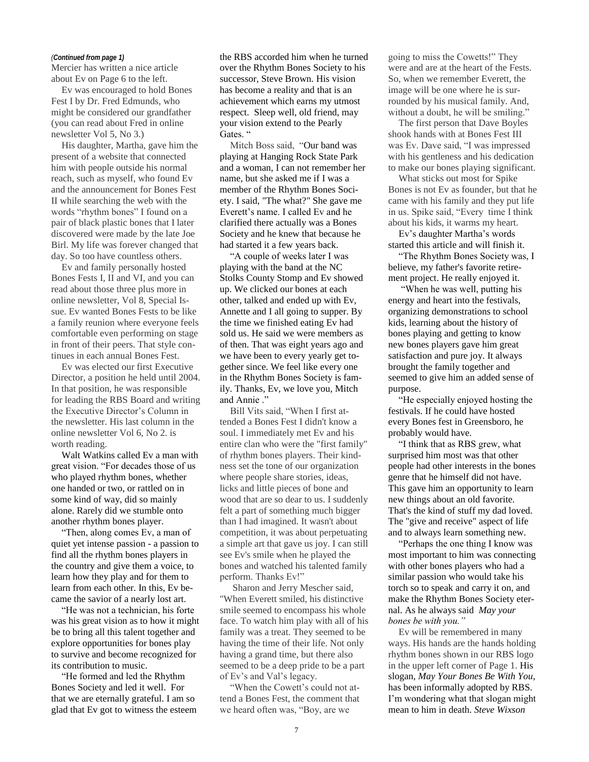*(Continued from page 1)*

Mercier has written a nice article about Ev on Page 6 to the left.

Ev was encouraged to hold Bones Fest I by Dr. Fred Edmunds, who might be considered our grandfather (you can read about Fred in online newsletter Vol 5, No 3.)

His daughter, Martha, gave him the present of a website that connected him with people outside his normal reach, such as myself, who found Ev and the announcement for Bones Fest II while searching the web with the words "rhythm bones" I found on a pair of black plastic bones that I later discovered were made by the late Joe Birl. My life was forever changed that day. So too have countless others.

Ev and family personally hosted Bones Fests I, II and VI, and you can read about those three plus more in online newsletter, Vol 8, Special Issue. Ev wanted Bones Fests to be like a family reunion where everyone feels comfortable even performing on stage in front of their peers. That style continues in each annual Bones Fest.

Ev was elected our first Executive Director, a position he held until 2004. In that position, he was responsible for leading the RBS Board and writing the Executive Director's Column in the newsletter. His last column in the online newsletter Vol 6, No 2. is worth reading.

Walt Watkins called Ev a man with great vision. "For decades those of us who played rhythm bones, whether one handed or two, or rattled on in some kind of way, did so mainly alone. Rarely did we stumble onto another rhythm bones player.

"Then, along comes Ev, a man of quiet yet intense passion - a passion to find all the rhythm bones players in the country and give them a voice, to learn how they play and for them to learn from each other. In this, Ev became the savior of a nearly lost art.

"He was not a technician, his forte was his great vision as to how it might be to bring all this talent together and explore opportunities for bones play to survive and become recognized for its contribution to music.

"He formed and led the Rhythm Bones Society and led it well. For that we are eternally grateful. I am so glad that Ev got to witness the esteem the RBS accorded him when he turned over the Rhythm Bones Society to his successor, Steve Brown. His vision has become a reality and that is an achievement which earns my utmost respect. Sleep well, old friend, may your vision extend to the Pearly Gates. "

Mitch Boss said, "Our band was playing at Hanging Rock State Park and a woman, I can not remember her name, but she asked me if I was a member of the Rhythm Bones Society. I said, "The what?" She gave me Everett's name. I called Ev and he clarified there actually was a Bones Society and he knew that because he had started it a few years back.

"A couple of weeks later I was playing with the band at the NC Stolks County Stomp and Ev showed up. We clicked our bones at each other, talked and ended up with Ev, Annette and I all going to supper. By the time we finished eating Ev had sold us. He said we were members as of then. That was eight years ago and we have been to every yearly get together since. We feel like every one in the Rhythm Bones Society is family. Thanks, Ev, we love you, Mitch and Annie ."

Bill Vits said, "When I first attended a Bones Fest I didn't know a soul. I immediately met Ev and his entire clan who were the "first family" of rhythm bones players. Their kindness set the tone of our organization where people share stories, ideas, licks and little pieces of bone and wood that are so dear to us. I suddenly felt a part of something much bigger than I had imagined. It wasn't about competition, it was about perpetuating a simple art that gave us joy. I can still see Ev's smile when he played the bones and watched his talented family perform. Thanks Ev!"

Sharon and Jerry Mescher said, "When Everett smiled, his distinctive smile seemed to encompass his whole face. To watch him play with all of his family was a treat. They seemed to be having the time of their life. Not only having a grand time, but there also seemed to be a deep pride to be a part of Ev's and Val's legacy.

"When the Cowett's could not attend a Bones Fest, the comment that we heard often was, "Boy, are we going to miss the Cowetts!" They were and are at the heart of the Fests. So, when we remember Everett, the image will be one where he is surrounded by his musical family. And, without a doubt, he will be smiling."

The first person that Dave Boyles shook hands with at Bones Fest III was Ev. Dave said, "I was impressed with his gentleness and his dedication to make our bones playing significant.

What sticks out most for Spike Bones is not Ev as founder, but that he came with his family and they put life in us. Spike said, "Every time I think about his kids, it warms my heart.

Ev's daughter Martha's words started this article and will finish it.

"The Rhythm Bones Society was, I believe, my father's favorite retirement project. He really enjoyed it.

"When he was well, putting his energy and heart into the festivals, organizing demonstrations to school kids, learning about the history of bones playing and getting to know new bones players gave him great satisfaction and pure joy. It always brought the family together and seemed to give him an added sense of purpose.

"He especially enjoyed hosting the festivals. If he could have hosted every Bones fest in Greensboro, he probably would have.

"I think that as RBS grew, what surprised him most was that other people had other interests in the bones genre that he himself did not have. This gave him an opportunity to learn new things about an old favorite. That's the kind of stuff my dad loved. The "give and receive" aspect of life and to always learn something new.

"Perhaps the one thing I know was most important to him was connecting with other bones players who had a similar passion who would take his torch so to speak and carry it on, and make the Rhythm Bones Society eternal. As he always said *May your bones be with you."*

Ev will be remembered in many ways. His hands are the hands holding rhythm bones shown in our RBS logo in the upper left corner of Page 1. His slogan, *May Your Bones Be With You,* has been informally adopted by RBS. I'm wondering what that slogan might mean to him in death. *Steve Wixson*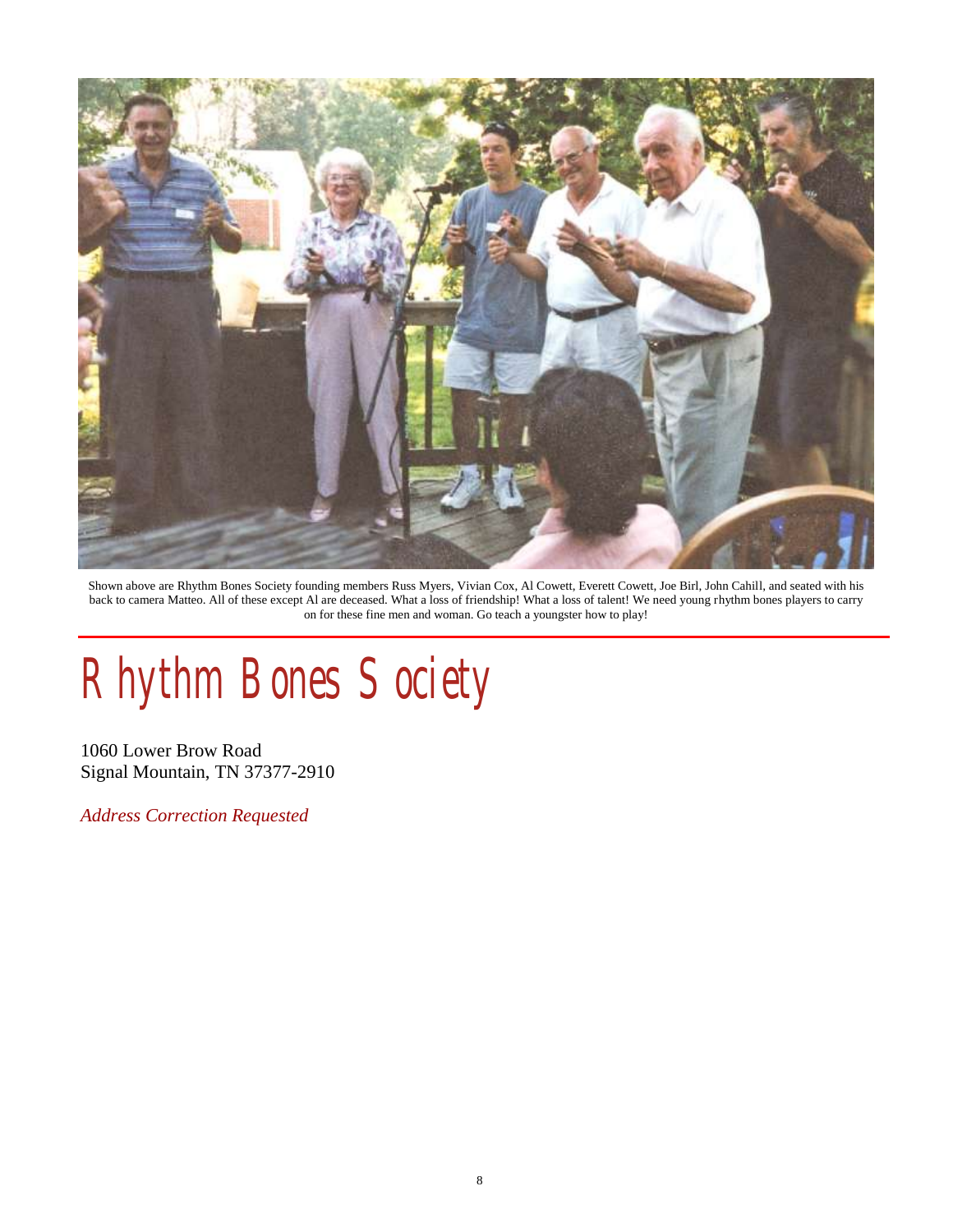Shown above are Rhythm Bones Society founding members Russ Myers, Vivian Cox, Al Cowett, Everett Cowett, Joe Birl, John Cahill, and seated with his back to camera Matteo. All of these except Al are deceased. What a loss of friendship! What a loss of talent! We need young rhythm bones players to carry on for these fine men and woman. Go teach a youngster how to play!

# Rhythm Bones Society

1060 Lower Brow Road
Signal Mountain, TN 37377-2910

*Address Correction Requested*